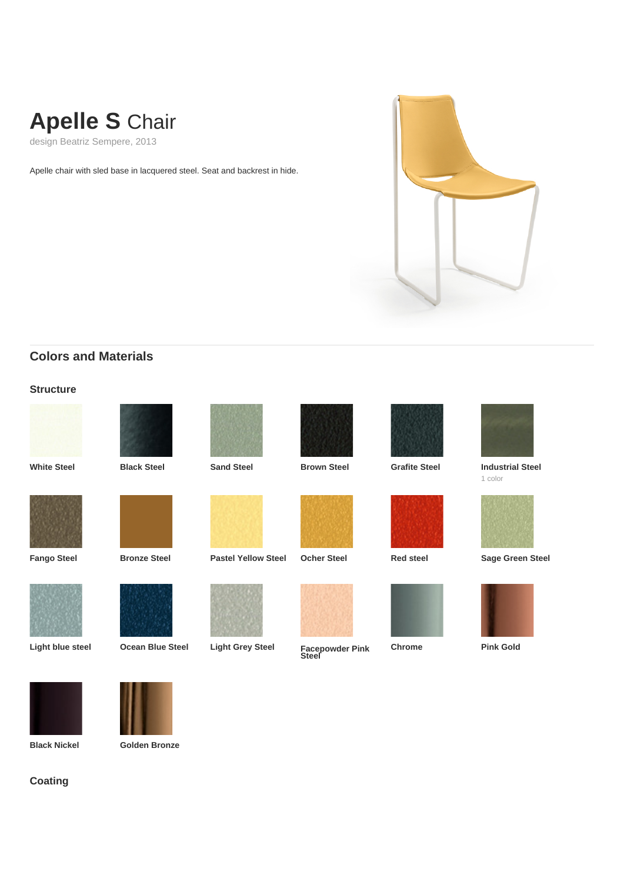# **Apelle S** Chair

design Beatriz Sempere, 2013

Apelle chair with sled base in lacquered steel. Seat and backrest in hide.

## Colors and Materials

### Structure

- **White Steel**
- **Black Steel**
- **Sand Steel**
- **Brown Steel**
- **Grafite Steel**
- **Industrial Steel**
  1 color
- **Fango Steel**
- **Bronze Steel**
- **Pastel Yellow Steel**
- **Ocher Steel**
- **Red steel**
- **Sage Green Steel**
- **Light blue steel**
- **Ocean Blue Steel**
- **Light Grey Steel**
- **Facepowder Pink Steel**
- **Chrome**
- **Pink Gold**
- **Black Nickel**
- **Golden Bronze**

### Coating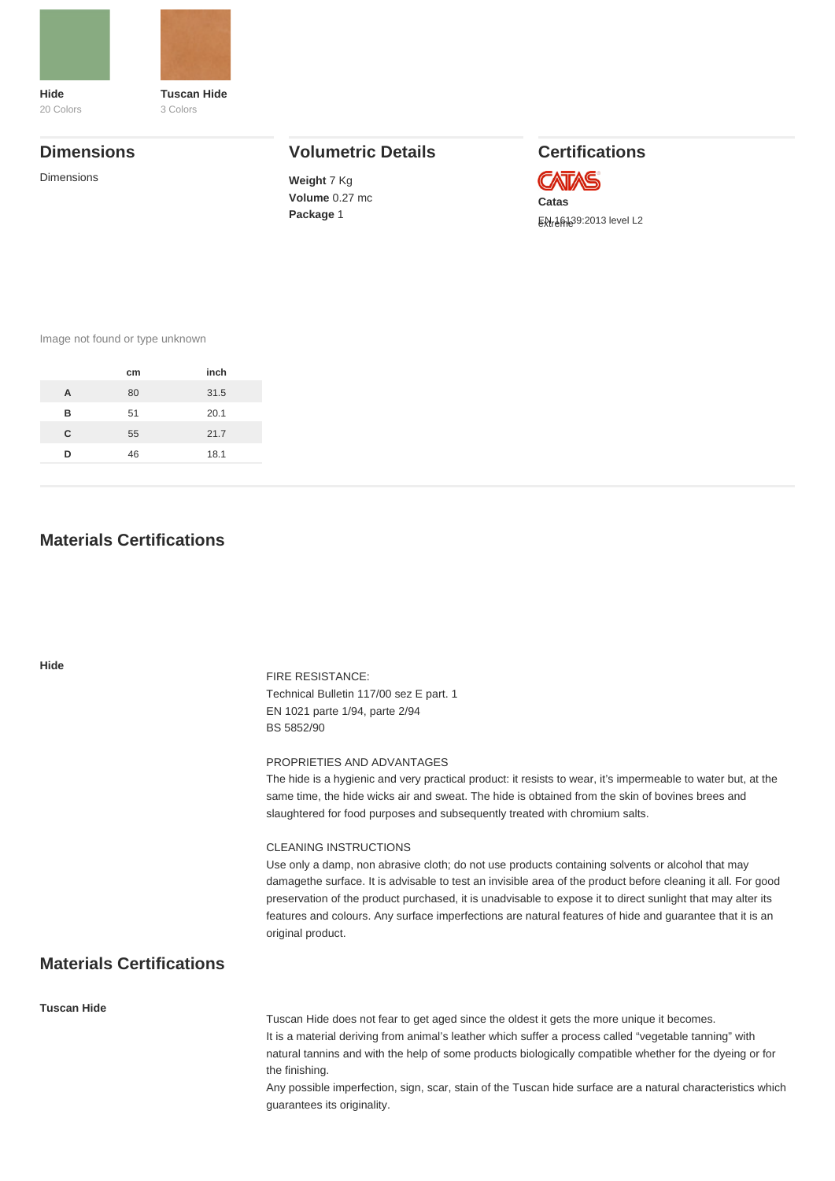**Hide**
20 Colors

**Tuscan Hide**
3 Colors

## Dimensions

Dimensions

## Volumetric Details

**Weight** 7 Kg
**Volume** 0.27 mc
**Package** 1

## Certifications

**Catas**
EN 16139:2013 level L2 Extreme

Image not found or type unknown

| | cm | inch |
|---|---|---|
| **A** | 80 | 31.5 |
| **B** | 51 | 20.1 |
| **C** | 55 | 21.7 |
| **D** | 46 | 18.1 |

## Materials Certifications

**Hide**

FIRE RESISTANCE:
Technical Bulletin 117/00 sez E part. 1
EN 1021 parte 1/94, parte 2/94
BS 5852/90

PROPRIETIES AND ADVANTAGES
The hide is a hygienic and very practical product: it resists to wear, it's impermeable to water but, at the same time, the hide wicks air and sweat. The hide is obtained from the skin of bovines brees and slaughtered for food purposes and subsequently treated with chromium salts.

CLEANING INSTRUCTIONS
Use only a damp, non abrasive cloth; do not use products containing solvents or alcohol that may damagethe surface. It is advisable to test an invisible area of the product before cleaning it all. For good preservation of the product purchased, it is unadvisable to expose it to direct sunlight that may alter its features and colours. Any surface imperfections are natural features of hide and guarantee that it is an original product.

## Materials Certifications

**Tuscan Hide**

Tuscan Hide does not fear to get aged since the oldest it gets the more unique it becomes.
It is a material deriving from animal's leather which suffer a process called "vegetable tanning" with natural tannins and with the help of some products biologically compatible whether for the dyeing or for the finishing.
Any possible imperfection, sign, scar, stain of the Tuscan hide surface are a natural characteristics which guarantees its originality.